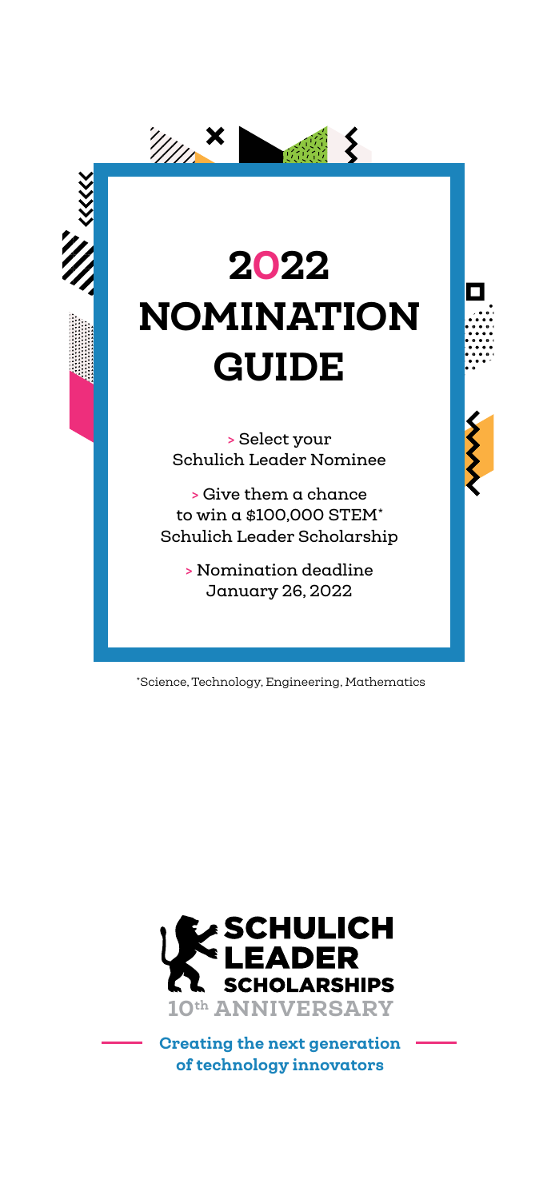# 2022 NOMINATION GUIDE

> Select your Schulich Leader Nominee

> Give them a chance to win a $100,000 STEM* Schulich Leader Scholarship

> Nomination deadline January 26, 2022

*Science, Technology, Engineering, Mathematics

SCHULICH LEADER SCHOLARSHIPS

10th ANNIVERSARY

**Creating the next generation of technology innovators**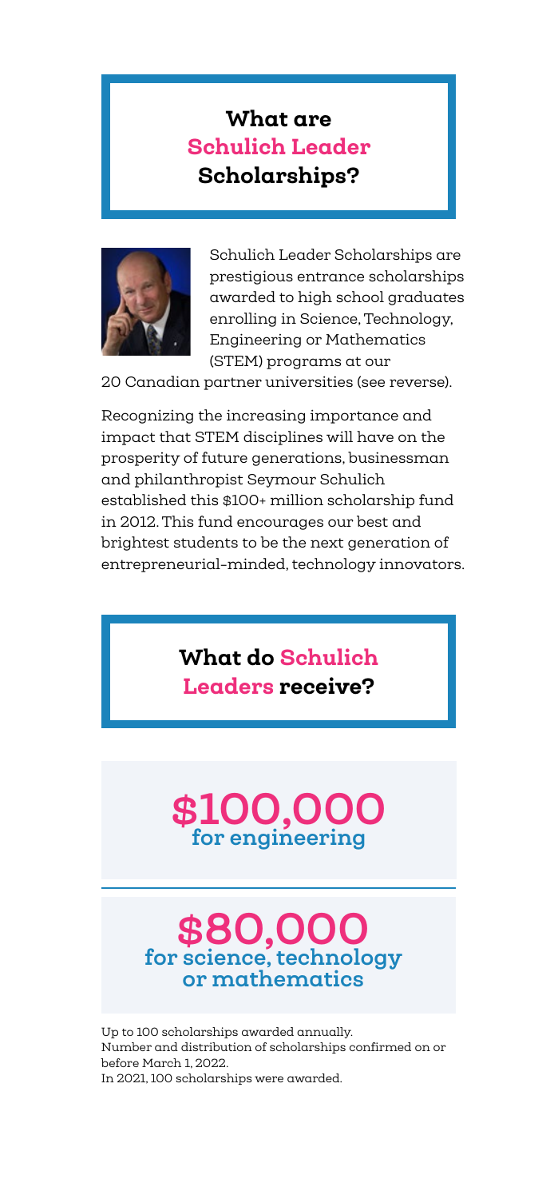## What are Schulich Leader Scholarships?

Schulich Leader Scholarships are prestigious entrance scholarships awarded to high school graduates enrolling in Science, Technology, Engineering or Mathematics (STEM) programs at our 20 Canadian partner universities (see reverse).

Recognizing the increasing importance and impact that STEM disciplines will have on the prosperity of future generations, businessman and philanthropist Seymour Schulich established this $100+ million scholarship fund in 2012. This fund encourages our best and brightest students to be the next generation of entrepreneurial-minded, technology innovators.

## What do Schulich Leaders receive?

**$100,000**
**for engineering**

**$80,000**
**for science, technology or mathematics**

Up to 100 scholarships awarded annually.
Number and distribution of scholarships confirmed on or before March 1, 2022.
In 2021, 100 scholarships were awarded.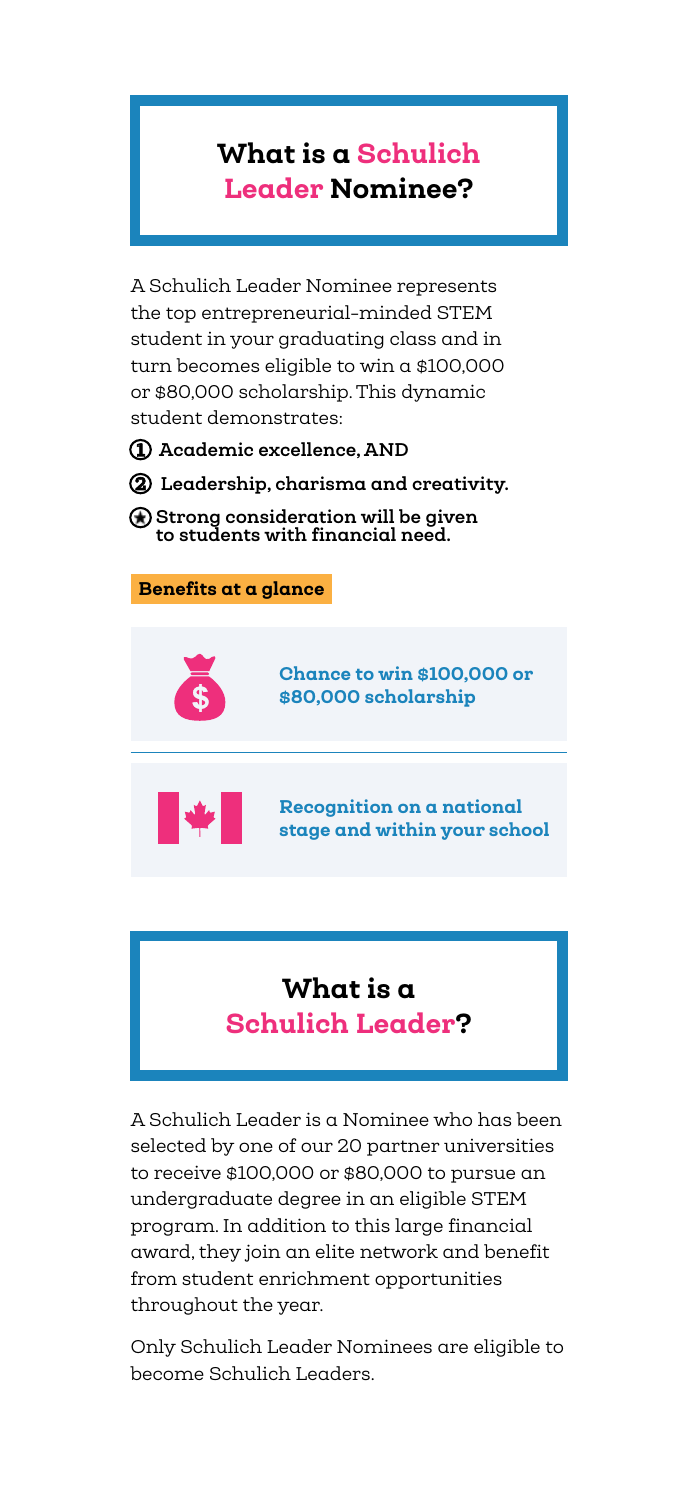## What is a Schulich Leader Nominee?

A Schulich Leader Nominee represents the top entrepreneurial-minded STEM student in your graduating class and in turn becomes eligible to win a $100,000 or $80,000 scholarship. This dynamic student demonstrates:

1. **Academic excellence, AND**
2. **Leadership, charisma and creativity.**

★ **Strong consideration will be given to students with financial need.**

**Benefits at a glance**

- **Chance to win $100,000 or $80,000 scholarship**
- **Recognition on a national stage and within your school**

## What is a Schulich Leader?

A Schulich Leader is a Nominee who has been selected by one of our 20 partner universities to receive $100,000 or $80,000 to pursue an undergraduate degree in an eligible STEM program. In addition to this large financial award, they join an elite network and benefit from student enrichment opportunities throughout the year.

Only Schulich Leader Nominees are eligible to become Schulich Leaders.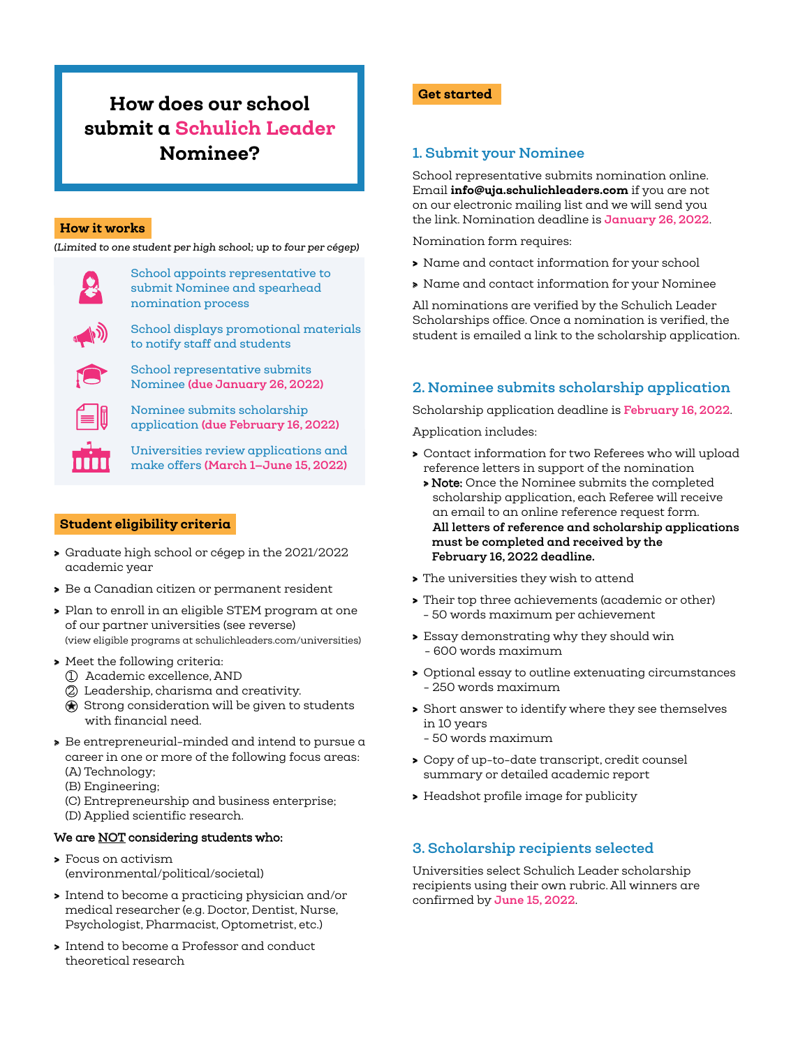# How does our school submit a Schulich Leader Nominee?

## How it works

*(Limited to one student per high school; up to four per cégep)*

- School appoints representative to submit Nominee and spearhead nomination process
- School displays promotional materials to notify staff and students
- School representative submits Nominee **(due January 26, 2022)**
- Nominee submits scholarship application **(due February 16, 2022)**
- Universities review applications and make offers **(March 1–June 15, 2022)**

## Student eligibility criteria

- Graduate high school or cégep in the 2021/2022 academic year
- Be a Canadian citizen or permanent resident
- Plan to enroll in an eligible STEM program at one of our partner universities (see reverse) (view eligible programs at schulichleaders.com/universities)
- Meet the following criteria:
  1. Academic excellence, AND
  2. Leadership, charisma and creativity.
  
  ★ Strong consideration will be given to students with financial need.
- Be entrepreneurial-minded and intend to pursue a career in one or more of the following focus areas:
  (A) Technology;
  (B) Engineering;
  (C) Entrepreneurship and business enterprise;
  (D) Applied scientific research.

**We are NOT considering students who:**

- Focus on activism (environmental/political/societal)
- Intend to become a practicing physician and/or medical researcher (e.g. Doctor, Dentist, Nurse, Psychologist, Pharmacist, Optometrist, etc.)
- Intend to become a Professor and conduct theoretical research

## Get started

### 1. Submit your Nominee

School representative submits nomination online. Email **info@uja.schulichleaders.com** if you are not on our electronic mailing list and we will send you the link. Nomination deadline is **January 26, 2022**.

Nomination form requires:

- Name and contact information for your school
- Name and contact information for your Nominee

All nominations are verified by the Schulich Leader Scholarships office. Once a nomination is verified, the student is emailed a link to the scholarship application.

### 2. Nominee submits scholarship application

Scholarship application deadline is **February 16, 2022**.

Application includes:

- Contact information for two Referees who will upload reference letters in support of the nomination
  - **Note:** Once the Nominee submits the completed scholarship application, each Referee will receive an email to an online reference request form. **All letters of reference and scholarship applications must be completed and received by the February 16, 2022 deadline.**
- The universities they wish to attend
- Their top three achievements (academic or other) - 50 words maximum per achievement
- Essay demonstrating why they should win - 600 words maximum
- Optional essay to outline extenuating circumstances - 250 words maximum
- Short answer to identify where they see themselves in 10 years - 50 words maximum
- Copy of up-to-date transcript, credit counsel summary or detailed academic report
- Headshot profile image for publicity

### 3. Scholarship recipients selected

Universities select Schulich Leader scholarship recipients using their own rubric. All winners are confirmed by **June 15, 2022**.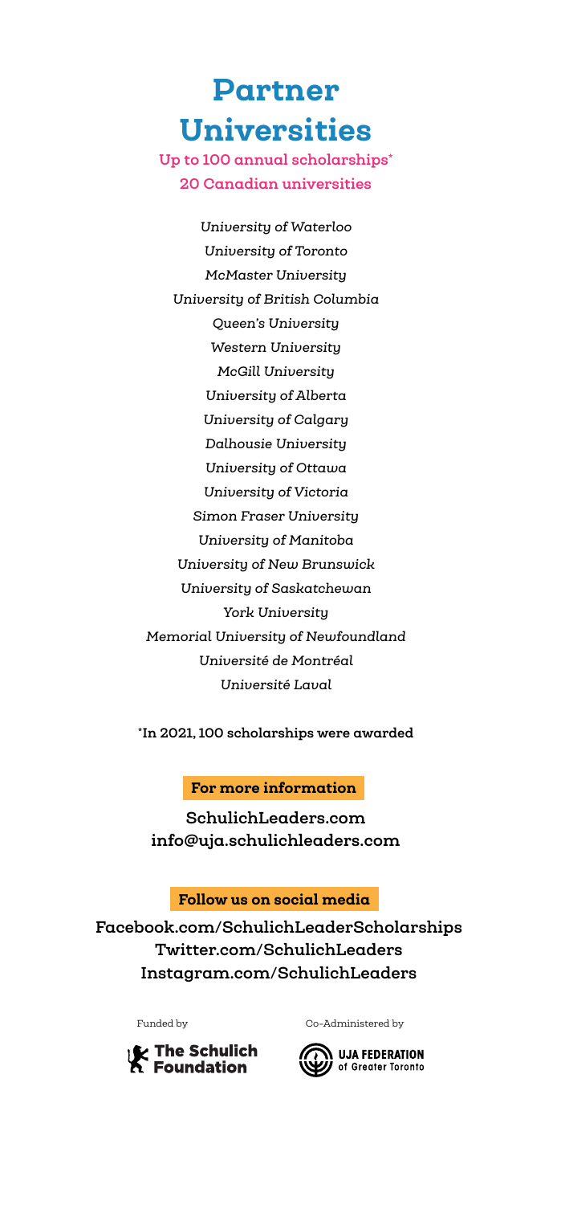# Partner Universities

**Up to 100 annual scholarships***
**20 Canadian universities**

*University of Waterloo*
*University of Toronto*
*McMaster University*
*University of British Columbia*
*Queen's University*
*Western University*
*McGill University*
*University of Alberta*
*University of Calgary*
*Dalhousie University*
*University of Ottawa*
*University of Victoria*
*Simon Fraser University*
*University of Manitoba*
*University of New Brunswick*
*University of Saskatchewan*
*York University*
*Memorial University of Newfoundland*
*Université de Montréal*
*Université Laval*

**\*In 2021, 100 scholarships were awarded**

**For more information**

**SchulichLeaders.com**
**info@uja.schulichleaders.com**

**Follow us on social media**

**Facebook.com/SchulichLeaderScholarships**
**Twitter.com/SchulichLeaders**
**Instagram.com/SchulichLeaders**

Funded by

The Schulich Foundation

Co-Administered by

UJA FEDERATION of Greater Toronto